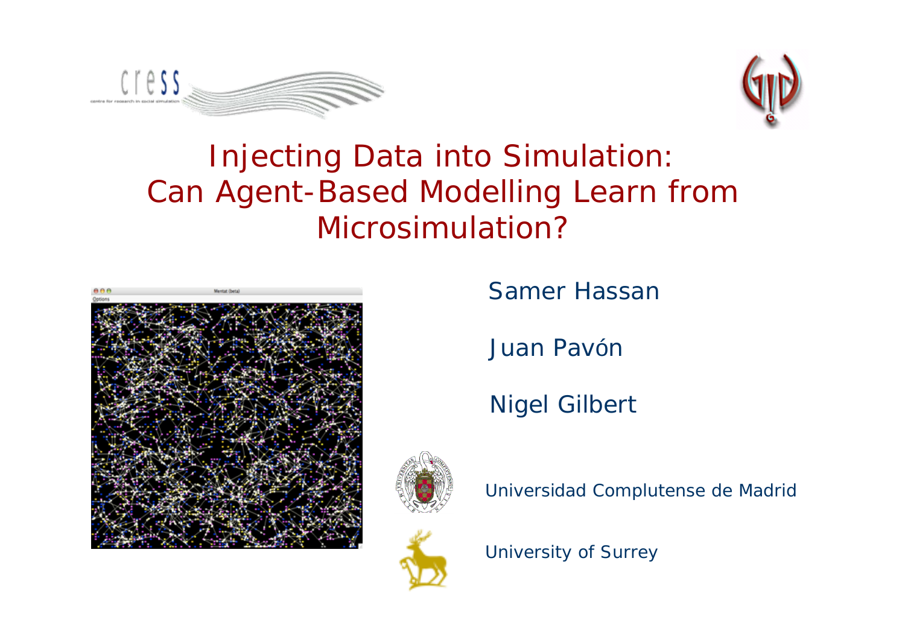# Injecting Data into Simulation: Can Agent-Based Modelling Learn from Microsimulation?

Samer Hassan

Juan Pavón

Nigel Gilbert

Universidad Complutense de Madrid

University of Surrey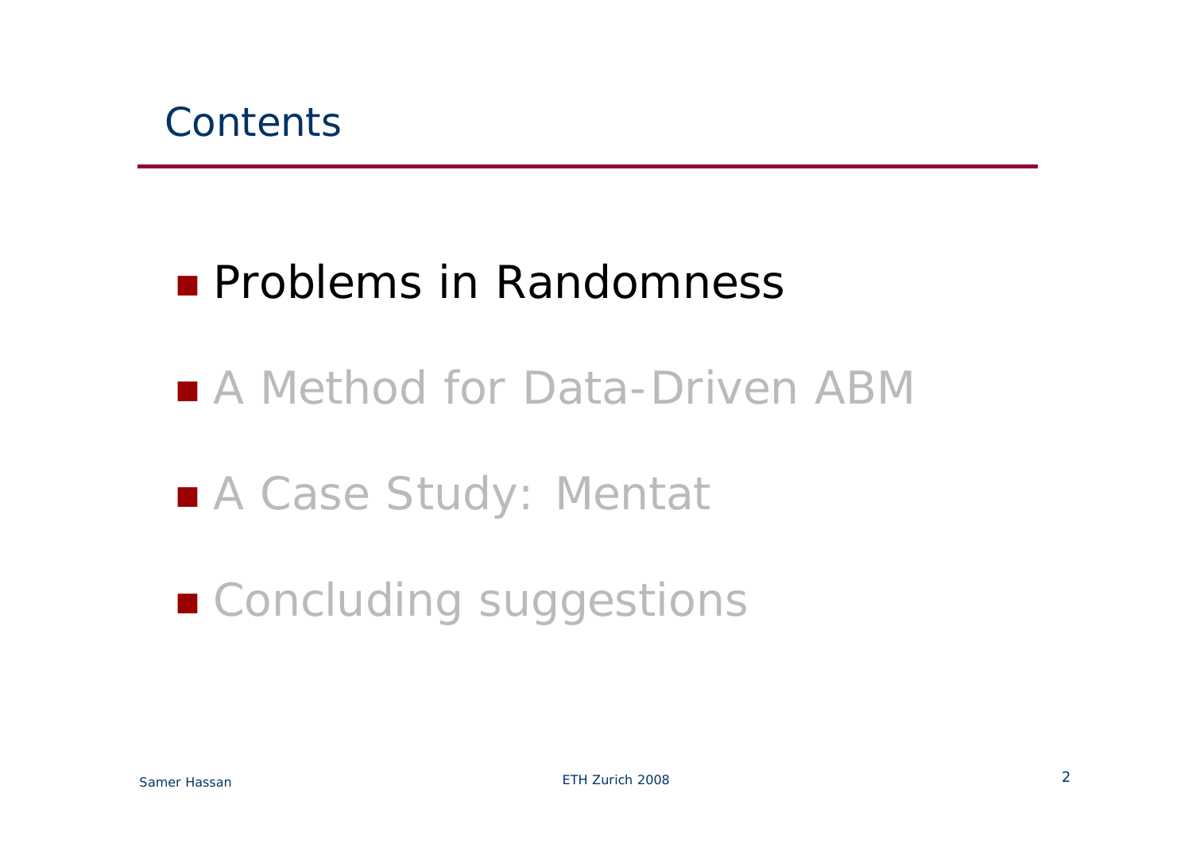## Contents

- Problems in Randomness
- A Method for Data-Driven ABM
- A Case Study: Mentat
- Concluding suggestions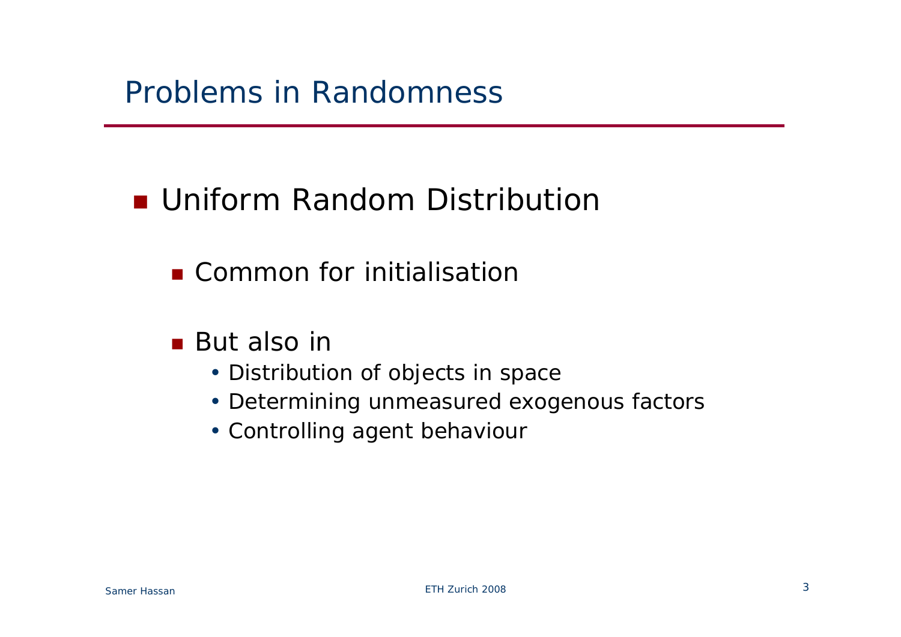# Problems in Randomness

- Uniform Random Distribution
  - Common for initialisation
  - But also in
    - Distribution of objects in space
    - Determining unmeasured exogenous factors
    - Controlling agent behaviour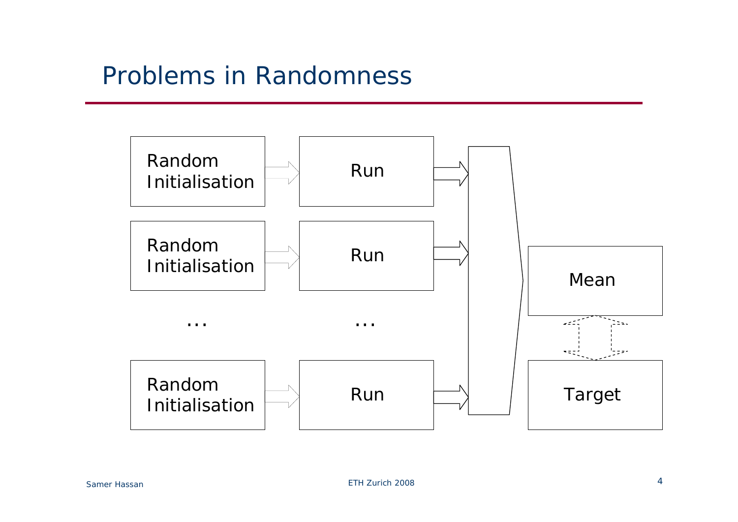# Problems in Randomness

Random Initialisation → Run

Random Initialisation → Run

… …

Random Initialisation → Run

Mean

Target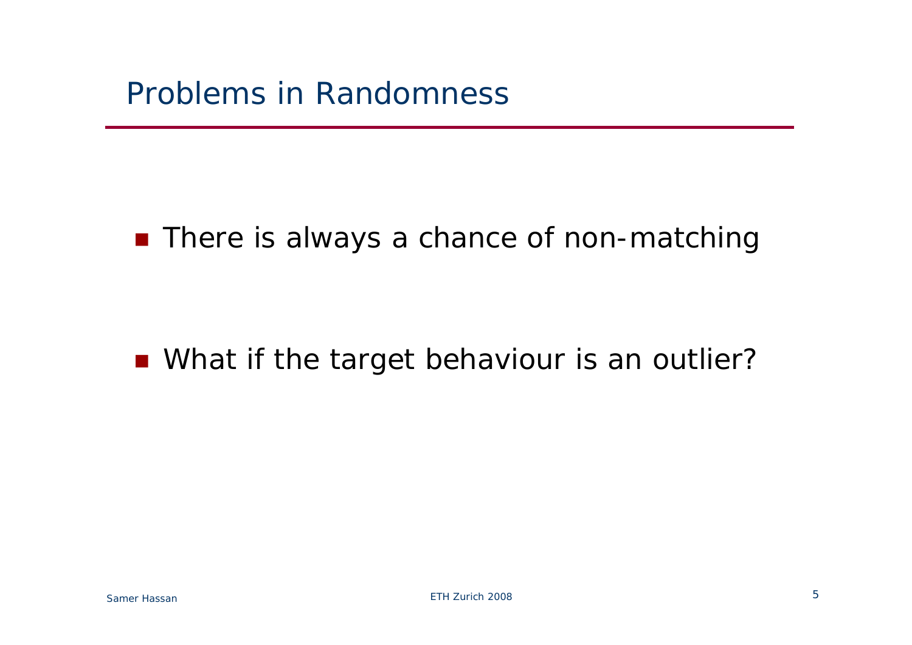# Problems in Randomness

- There is always a chance of non-matching

- What if the target behaviour is an outlier?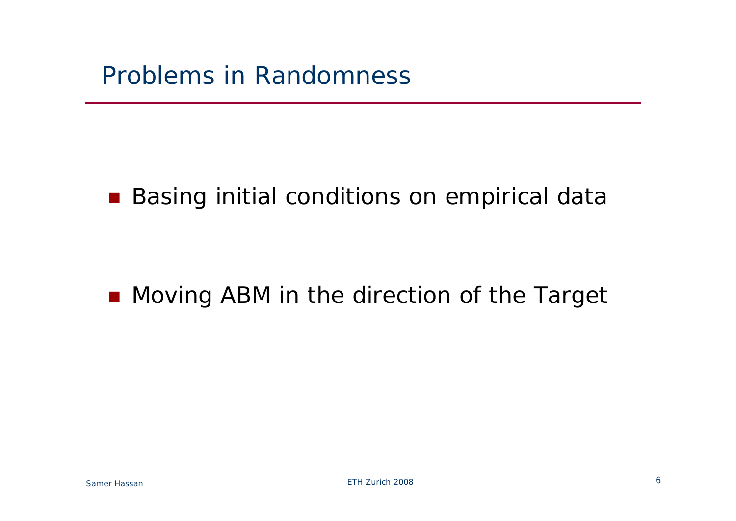# Problems in Randomness

- Basing initial conditions on empirical data
- Moving ABM in the direction of the Target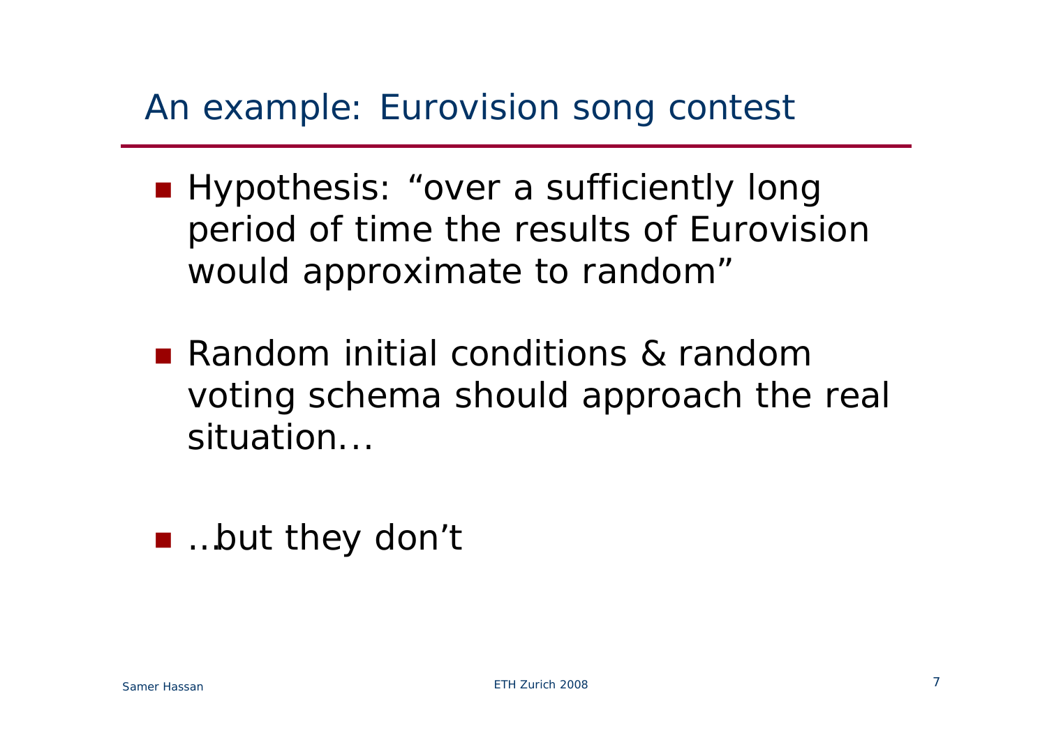## An example: Eurovision song contest

- Hypothesis: “over a sufficiently long period of time the results of Eurovision would approximate to random”
- Random initial conditions & random voting schema should approach the real situation…
- …but they don’t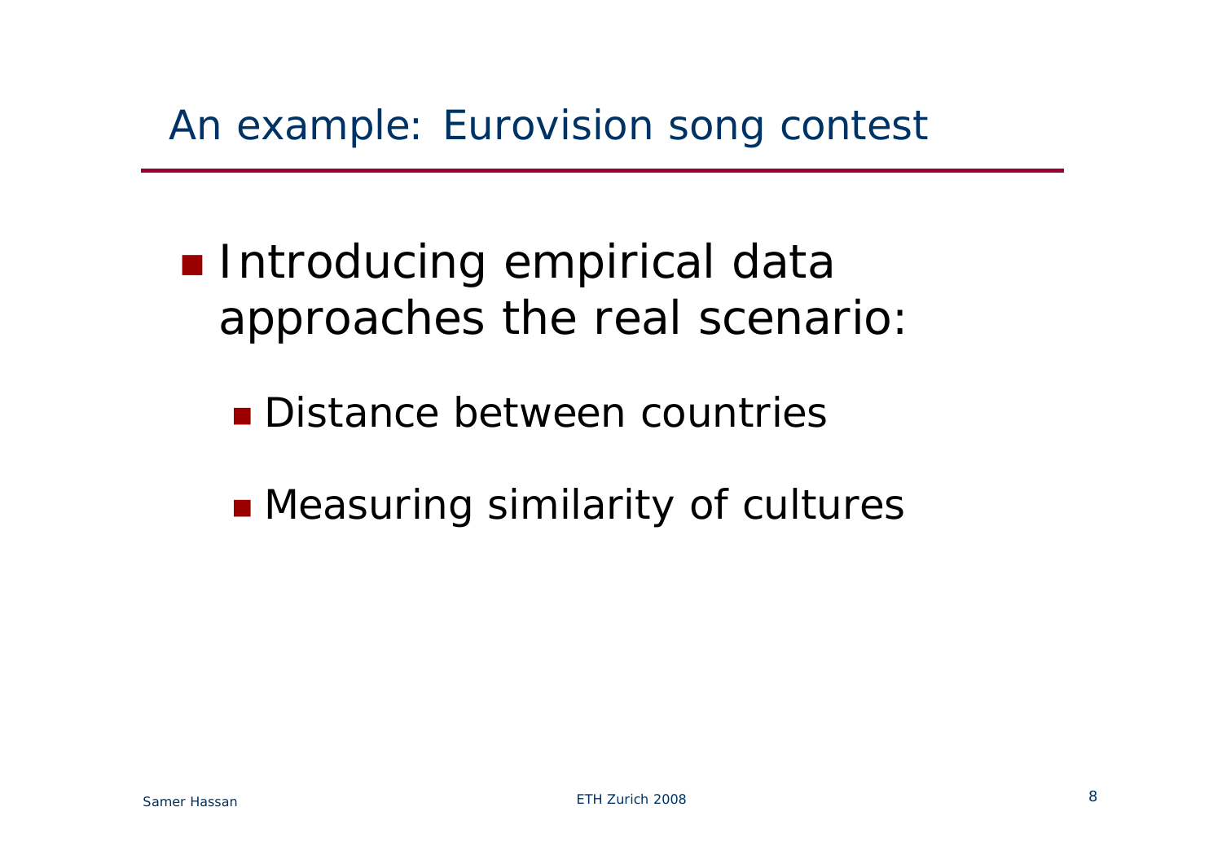# An example: Eurovision song contest

- Introducing empirical data approaches the real scenario:
  - Distance between countries
  - Measuring similarity of cultures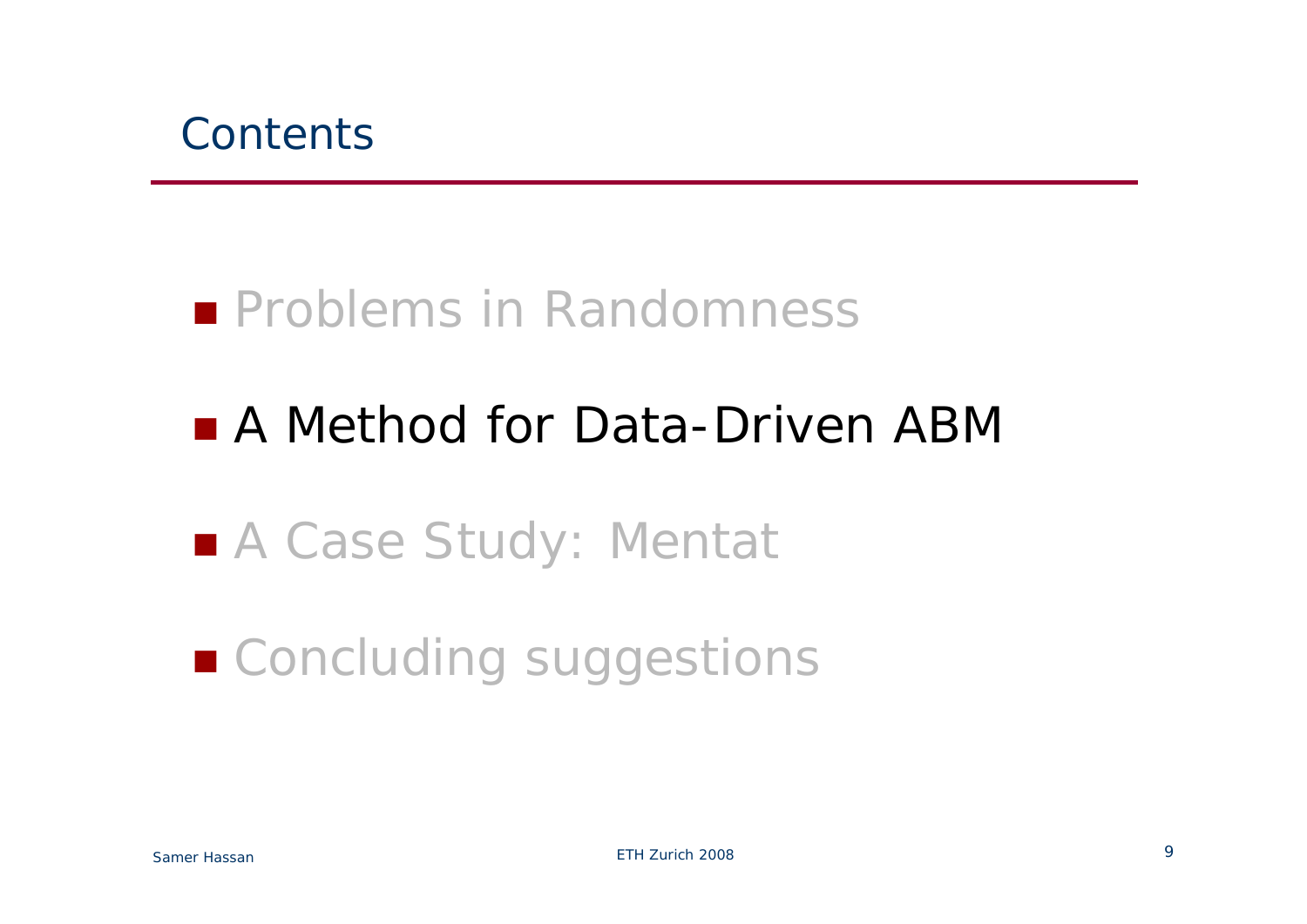# Contents

- Problems in Randomness
- A Method for Data-Driven ABM
- A Case Study: Mentat
- Concluding suggestions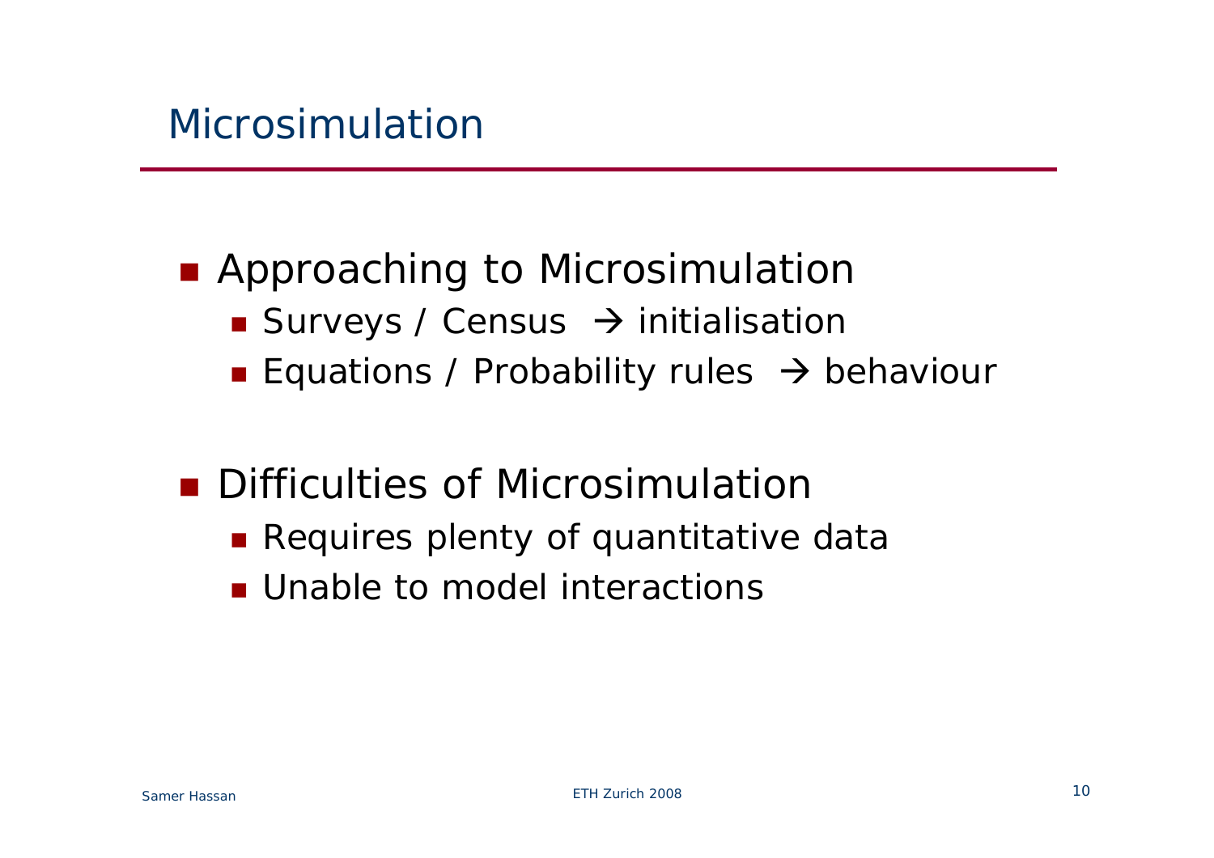# Microsimulation

- Approaching to Microsimulation
  - Surveys / Census → initialisation
  - Equations / Probability rules → behaviour

- Difficulties of Microsimulation
  - Requires plenty of quantitative data
  - Unable to model interactions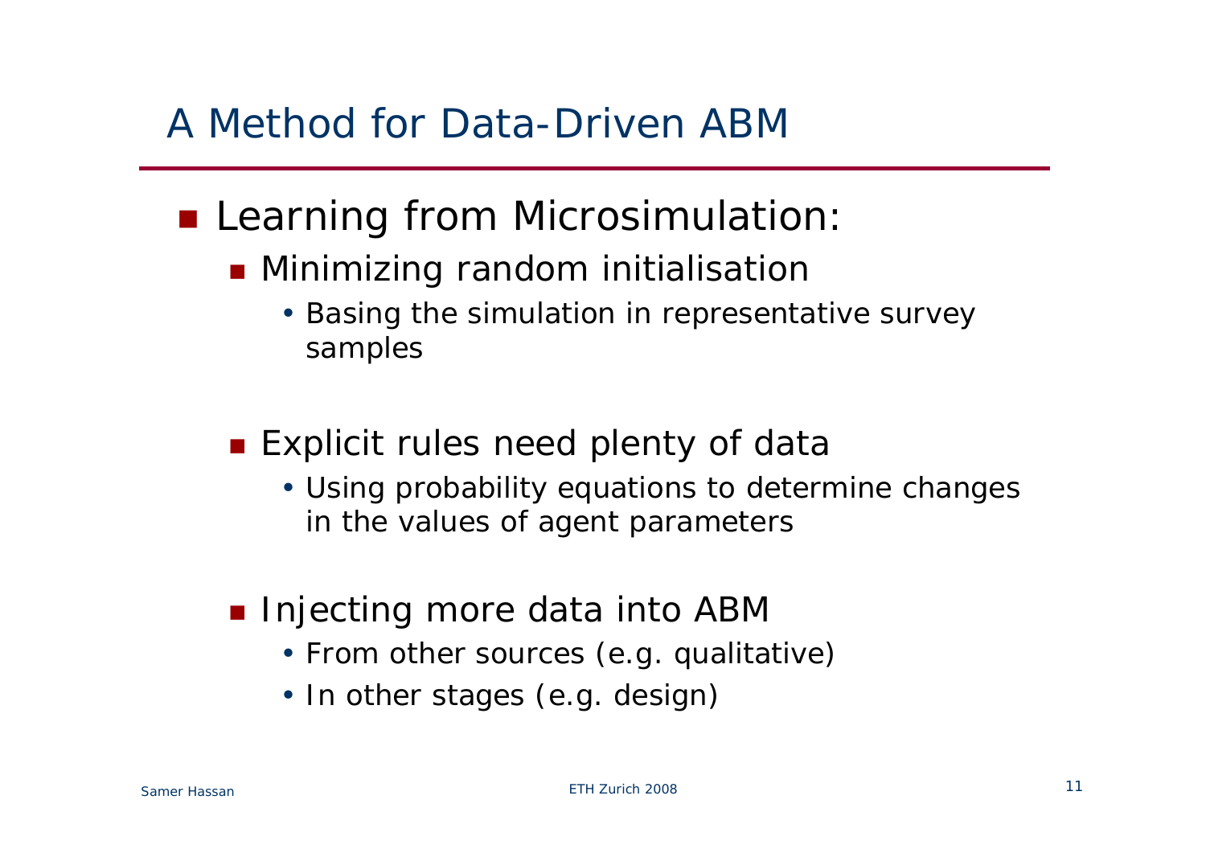# A Method for Data-Driven ABM

- Learning from Microsimulation:
  - Minimizing random initialisation
    - Basing the simulation in representative survey samples
  - Explicit rules need plenty of data
    - Using probability equations to determine changes in the values of agent parameters
  - Injecting more data into ABM
    - From other sources (e.g. qualitative)
    - In other stages (e.g. design)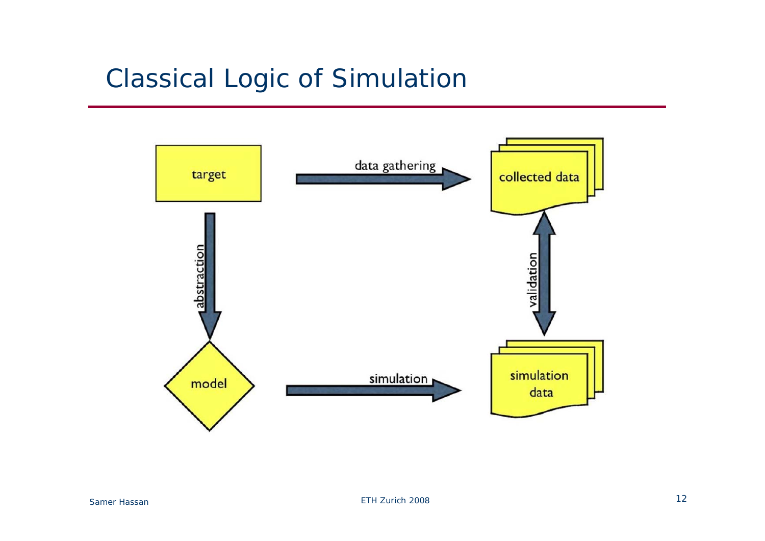# Classical Logic of Simulation

target → (data gathering) → collected data

target → (abstraction) → model

model → (simulation) → simulation data

collected data ↔ (validation) ↔ simulation data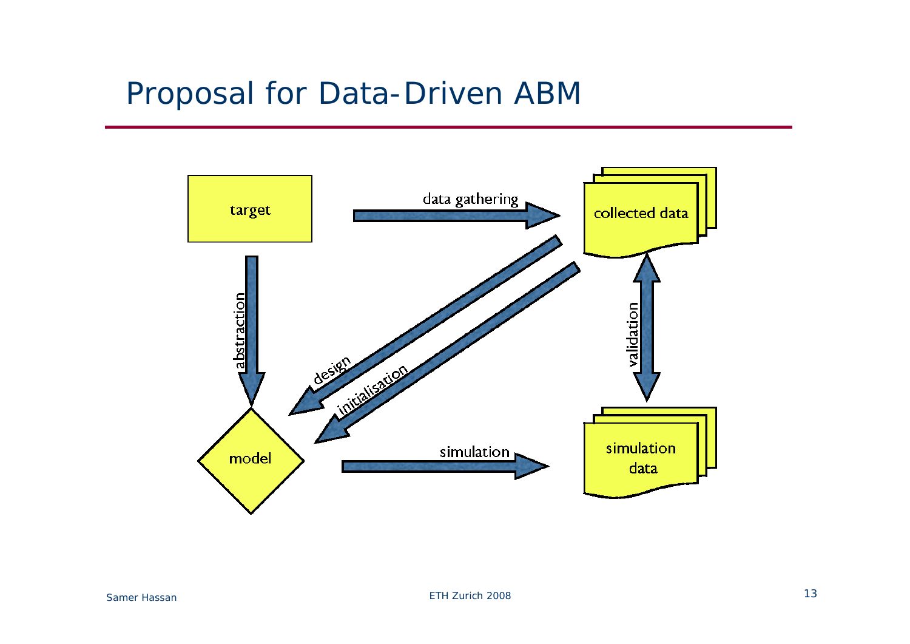# Proposal for Data-Driven ABM

target

data gathering

collected data

abstraction

design

initialisation

validation

model

simulation

simulation data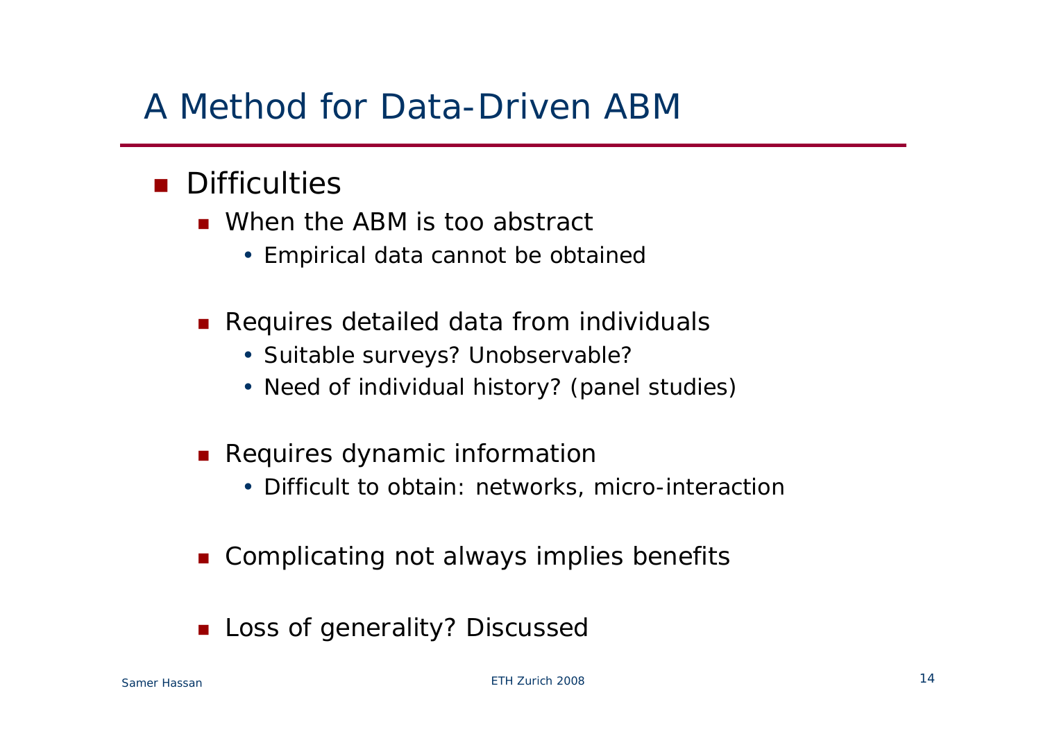# A Method for Data-Driven ABM

- Difficulties
  - When the ABM is too abstract
    - Empirical data cannot be obtained
  - Requires detailed data from individuals
    - Suitable surveys? Unobservable?
    - Need of individual history? (panel studies)
  - Requires dynamic information
    - Difficult to obtain: networks, micro-interaction
  - Complicating not always implies benefits
  - Loss of generality? Discussed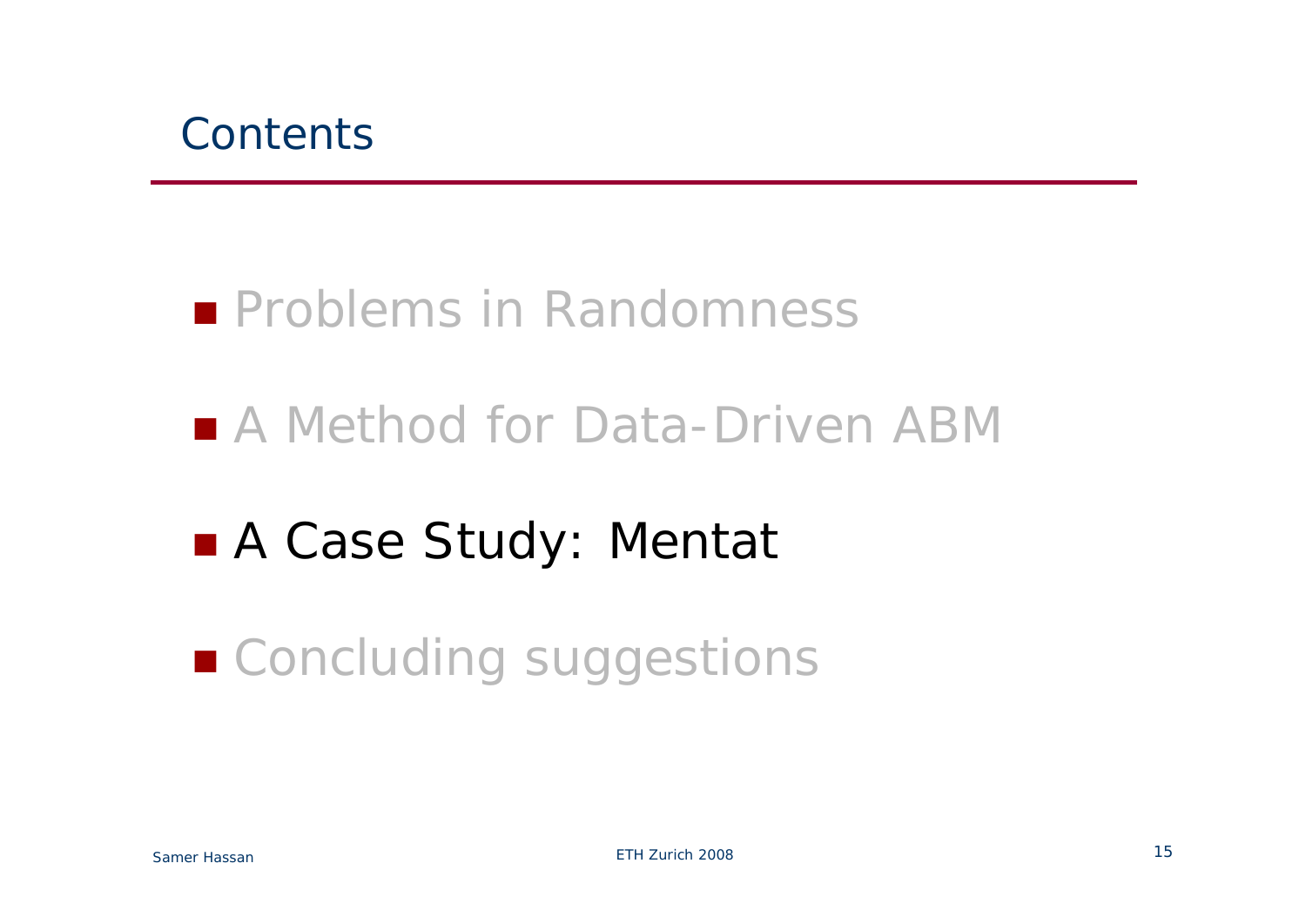# Contents

- Problems in Randomness
- A Method for Data-Driven ABM
- A Case Study: Mentat
- Concluding suggestions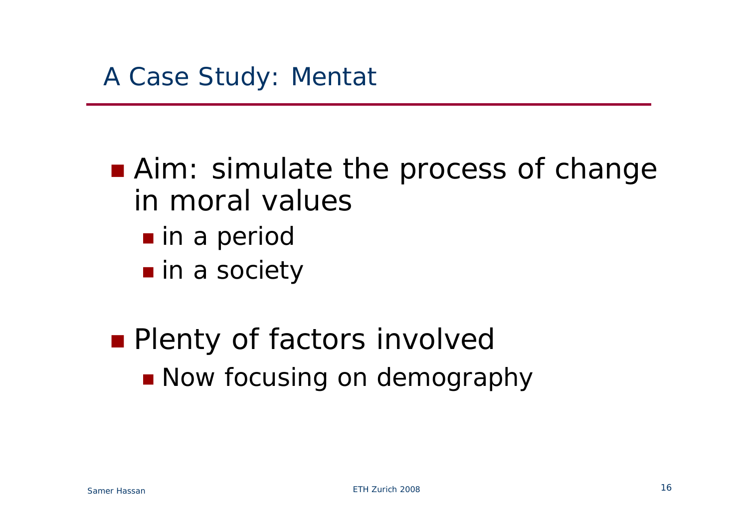# A Case Study: Mentat

- Aim: simulate the process of change in moral values
  - in a period
  - in a society
- Plenty of factors involved
  - Now focusing on demography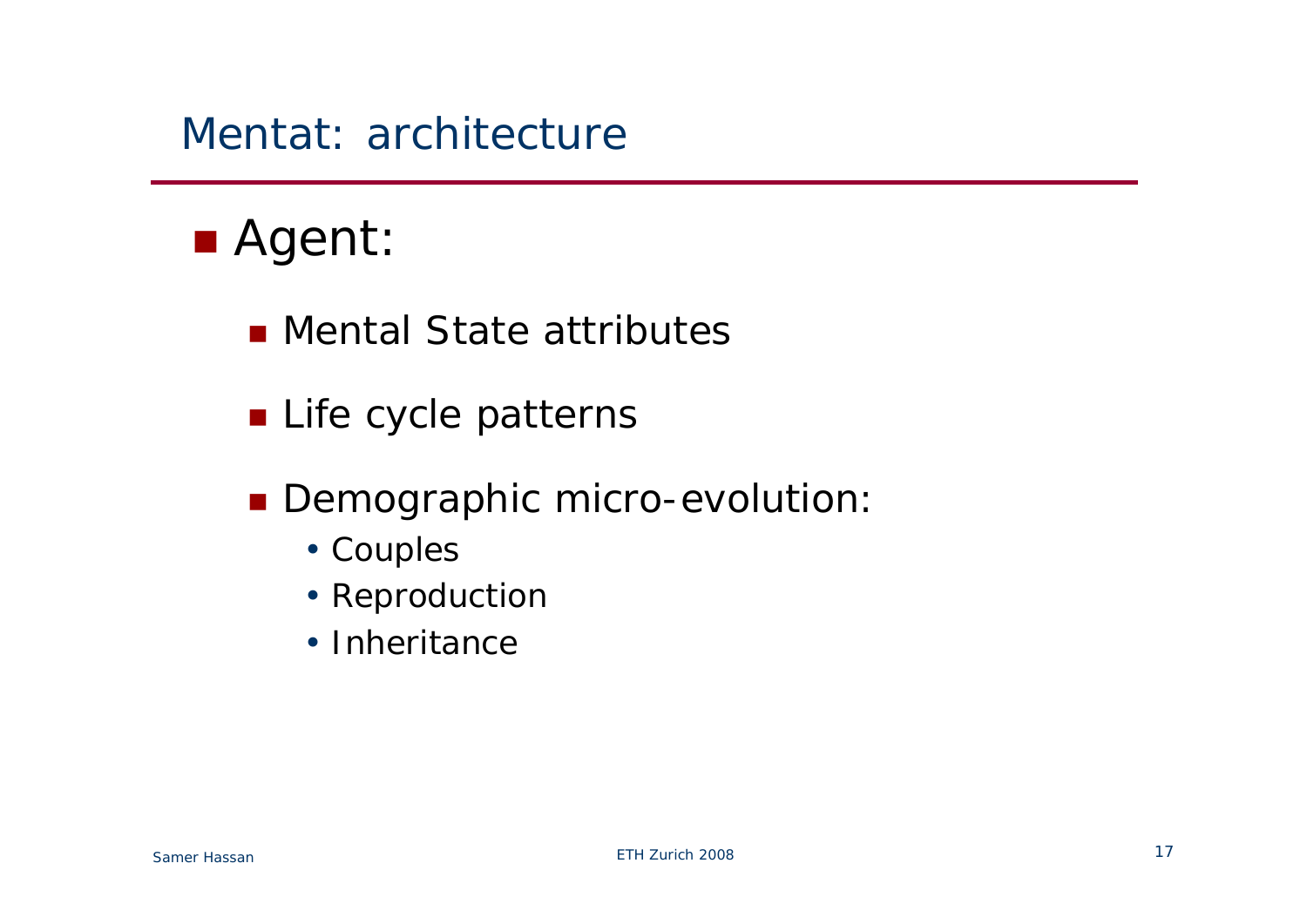# Mentat: architecture

- Agent:
  - Mental State attributes
  - Life cycle patterns
  - Demographic micro-evolution:
    - Couples
    - Reproduction
    - Inheritance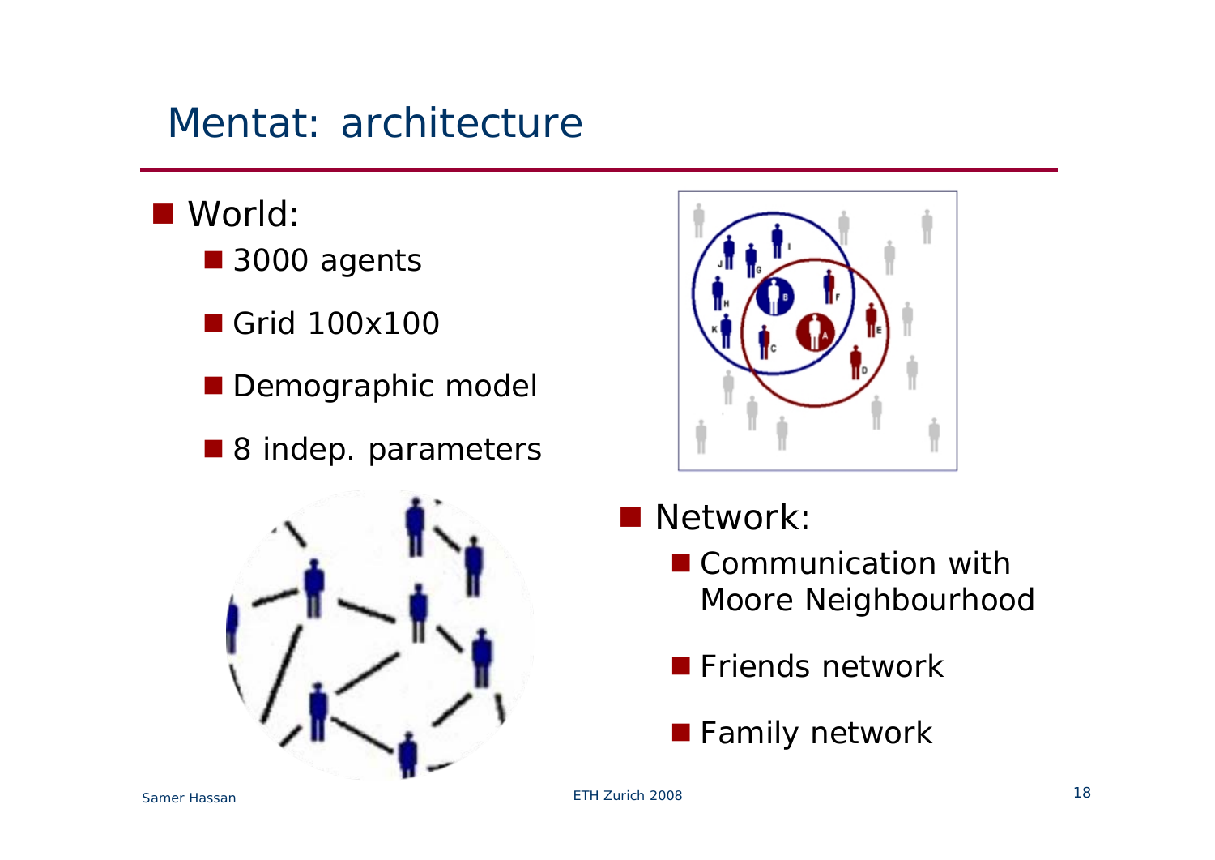# Mentat: architecture

- World:
  - 3000 agents
  - Grid 100x100
  - Demographic model
  - 8 indep. parameters

- Network:
  - Communication with Moore Neighbourhood
  - Friends network
  - Family network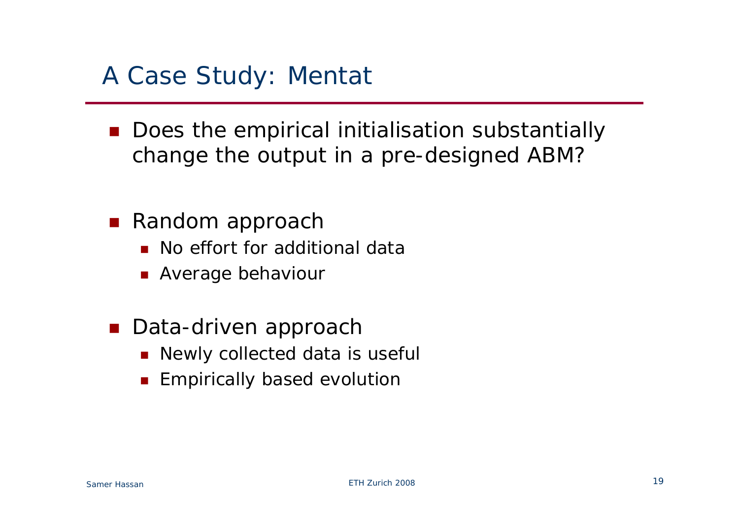# A Case Study: Mentat

- Does the empirical initialisation substantially change the output in a pre-designed ABM?

- Random approach
  - No effort for additional data
  - Average behaviour

- Data-driven approach
  - Newly collected data is useful
  - Empirically based evolution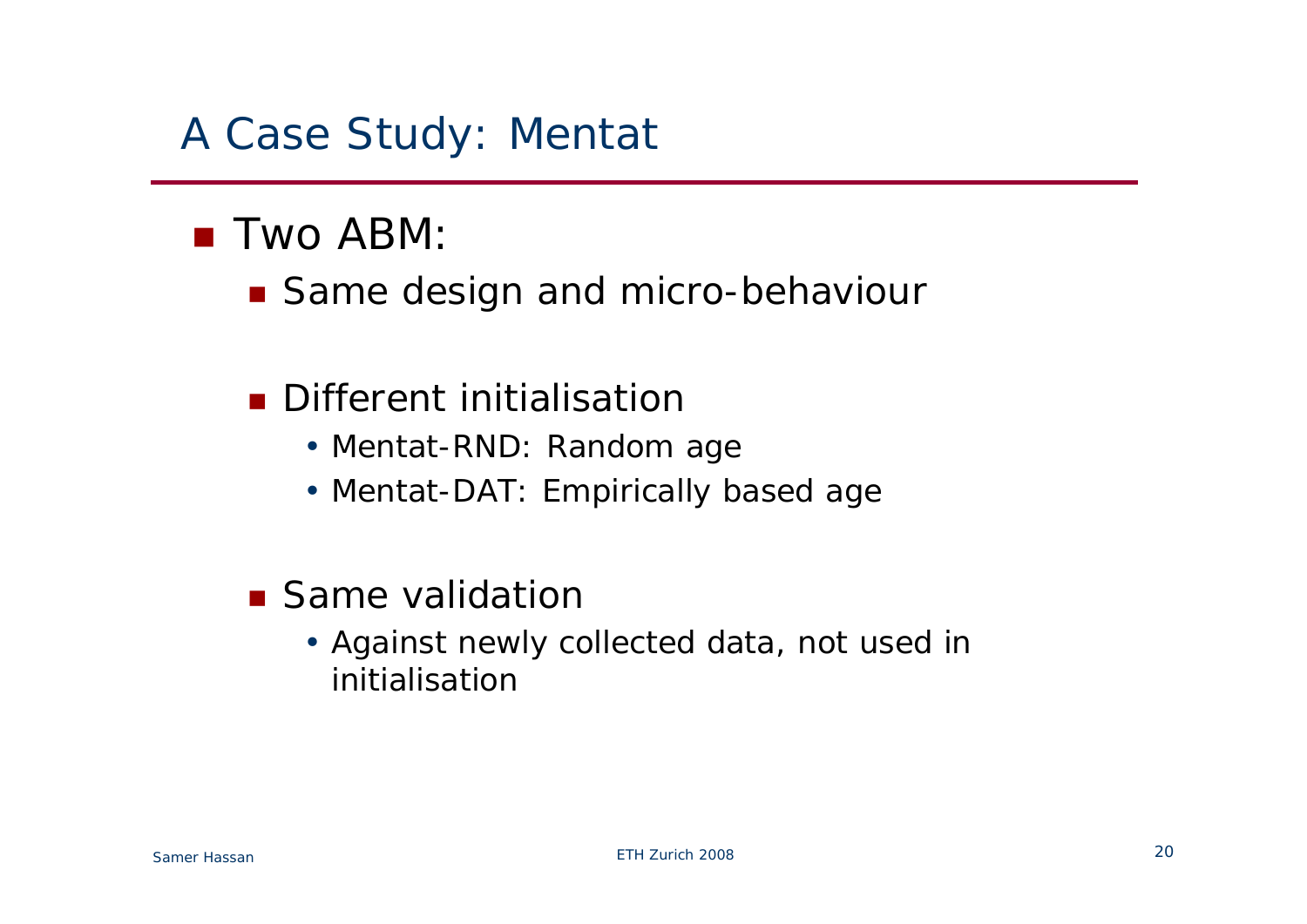# A Case Study: Mentat

- Two ABM:
  - Same design and micro-behaviour
  - Different initialisation
    - Mentat-RND: Random age
    - Mentat-DAT: Empirically based age
  - Same validation
    - Against newly collected data, not used in initialisation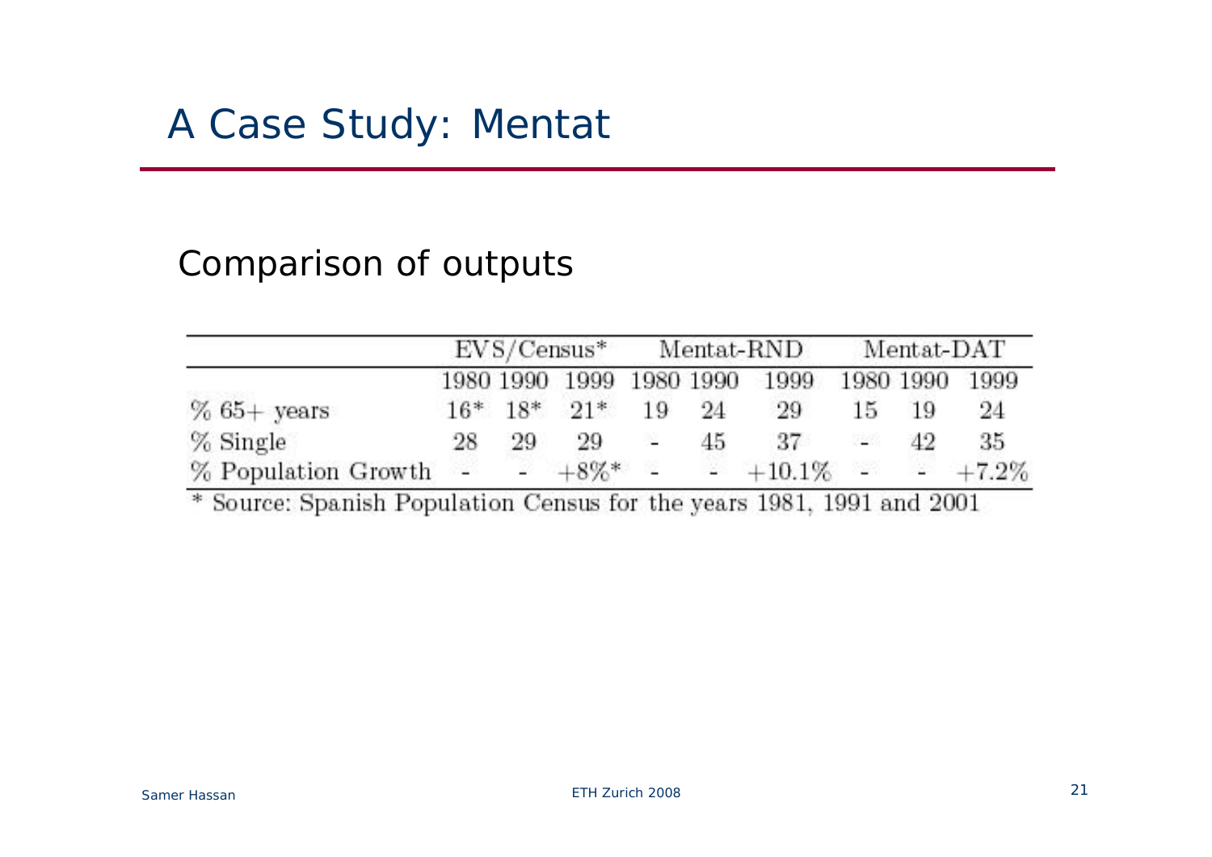# A Case Study: Mentat

## Comparison of outputs

| | EVS/Census* | | | Mentat-RND | | | Mentat-DAT | | |
|---|---|---|---|---|---|---|---|---|---|
| | 1980 | 1990 | 1999 | 1980 | 1990 | 1999 | 1980 | 1990 | 1999 |
| % 65+ years | 16* | 18* | 21* | 19 | 24 | 29 | 15 | 19 | 24 |
| % Single | 28 | 29 | 29 | - | 45 | 37 | - | 42 | 35 |
| % Population Growth | - | - | +8%* | - | - | +10.1% | - | - | +7.2% |

* Source: Spanish Population Census for the years 1981, 1991 and 2001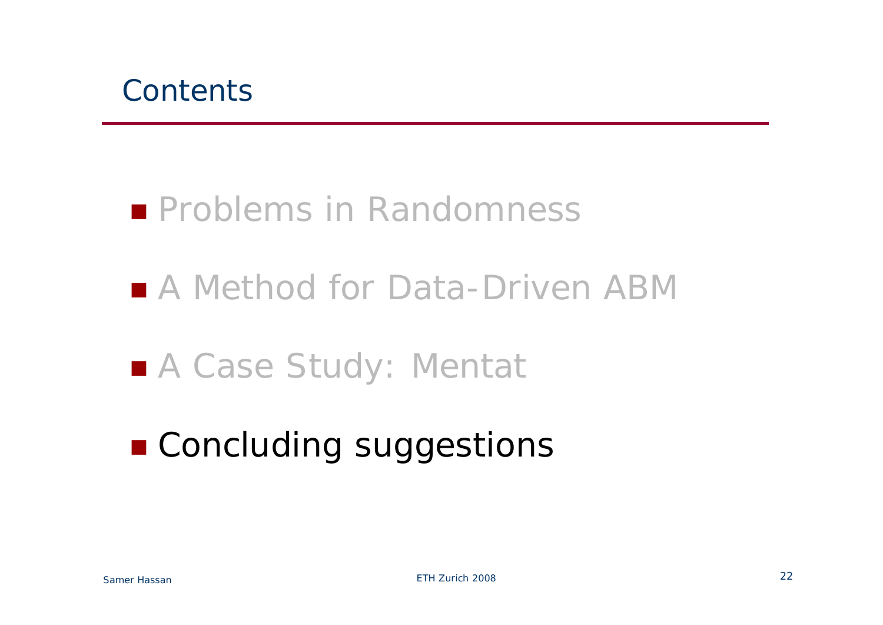# Contents

- Problems in Randomness
- A Method for Data-Driven ABM
- A Case Study: Mentat
- **Concluding suggestions**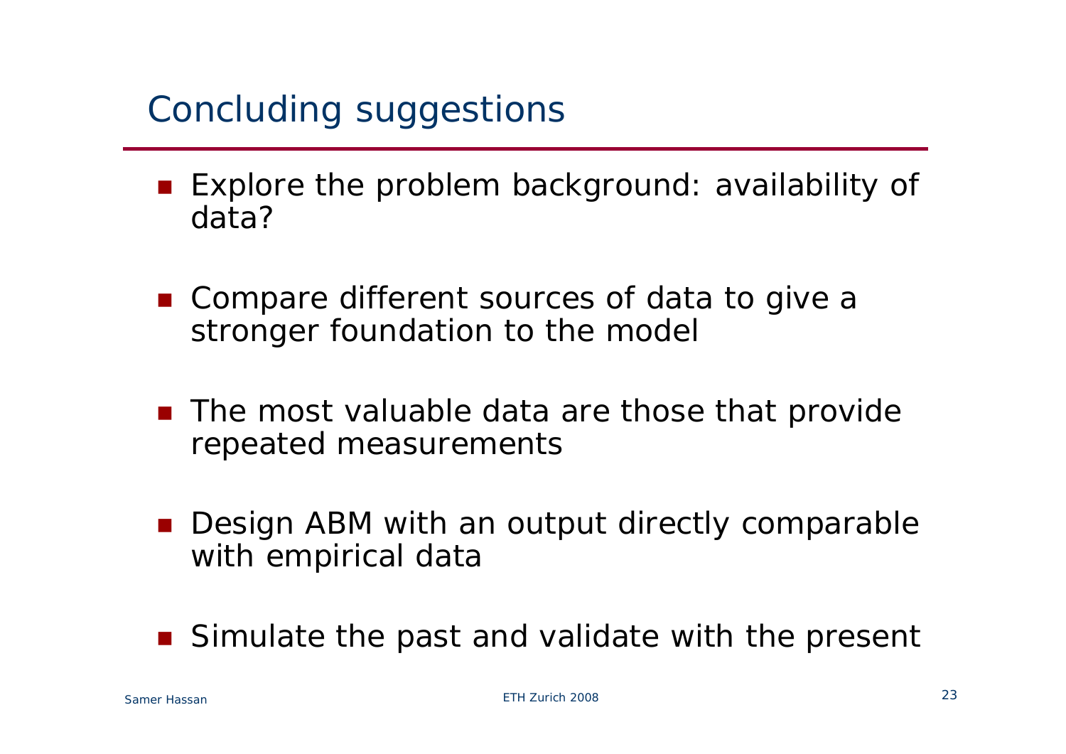# Concluding suggestions

- Explore the problem background: availability of data?
- Compare different sources of data to give a stronger foundation to the model
- The most valuable data are those that provide repeated measurements
- Design ABM with an output directly comparable with empirical data
- Simulate the past and validate with the present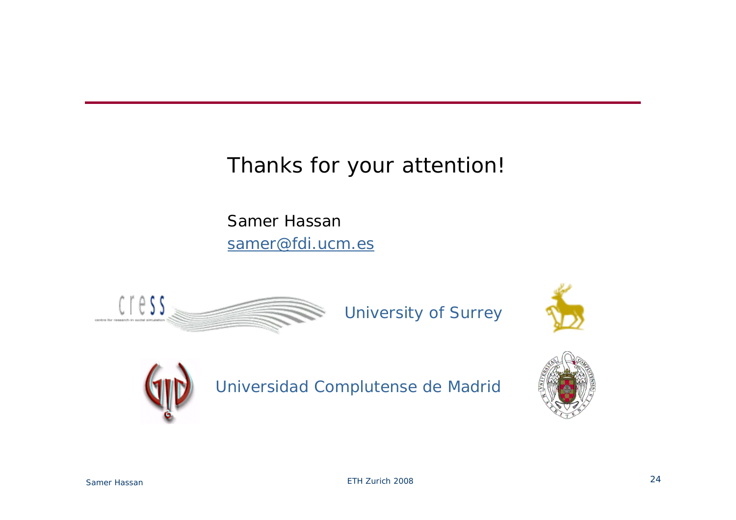Thanks for your attention!

Samer Hassan
samer@fdi.ucm.es

cress

centre for research in social simulation

University of Surrey

Universidad Complutense de Madrid